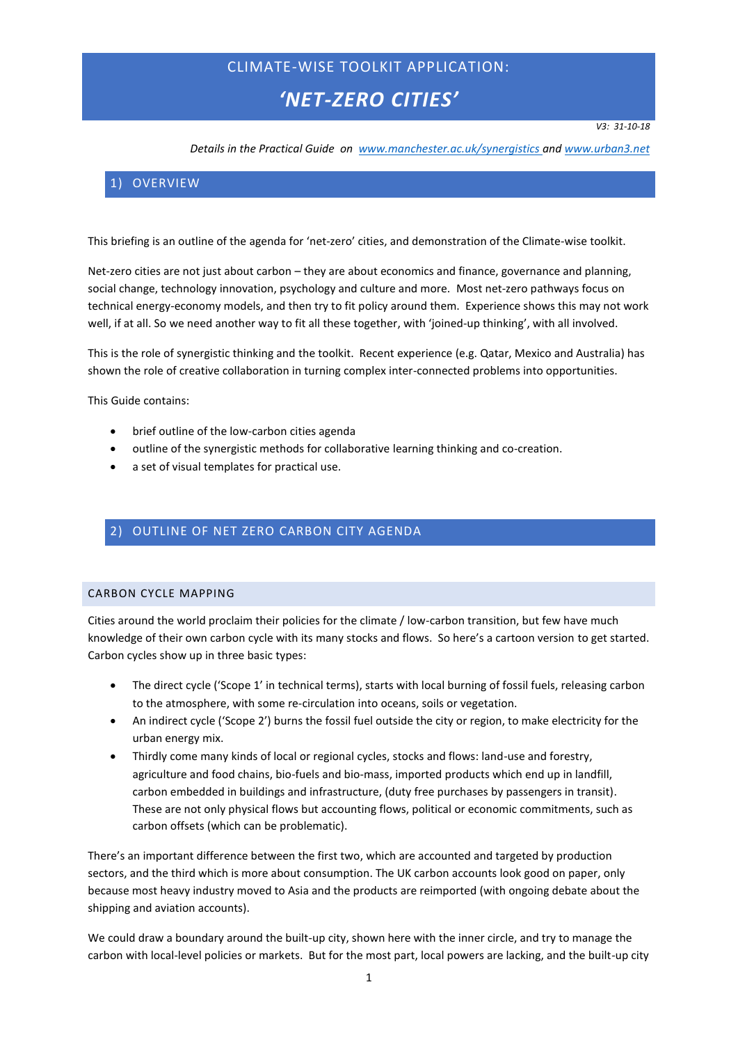# CLIMATE-WISE TOOLKIT APPLICATION:

# *'NET-ZERO CITIES'*

*V3: 31-10-18*

*Details in the Practical Guide on [www.manchester.ac.uk/synergistics](www.manchester.ac.uk/synergistics) and [www.urban3.net](www.urban3.net)*

## 1) OVERVIEW

This briefing is an outline of the agenda for 'net-zero' cities, and demonstration of the Climate-wise toolkit.

Net-zero cities are not just about carbon – they are about economics and finance, governance and planning, social change, technology innovation, psychology and culture and more. Most net-zero pathways focus on technical energy-economy models, and then try to fit policy around them. Experience shows this may not work well, if at all. So we need another way to fit all these together, with 'joined-up thinking', with all involved.

This is the role of synergistic thinking and the toolkit. Recent experience (e.g. Qatar, Mexico and Australia) has shown the role of creative collaboration in turning complex inter-connected problems into opportunities.

This Guide contains:

- brief outline of the low-carbon cities agenda
- outline of the synergistic methods for collaborative learning thinking and co-creation.
- a set of visual templates for practical use.

## 2) OUTLINE OF NET ZERO CARBON CITY AGENDA

### CARBON CYCLE MAPPING

Cities around the world proclaim their policies for the climate / low-carbon transition, but few have much knowledge of their own carbon cycle with its many stocks and flows. So here's a cartoon version to get started. Carbon cycles show up in three basic types:

- The direct cycle ('Scope 1' in technical terms), starts with local burning of fossil fuels, releasing carbon to the atmosphere, with some re-circulation into oceans, soils or vegetation.
- An indirect cycle ('Scope 2') burns the fossil fuel outside the city or region, to make electricity for the urban energy mix.
- Thirdly come many kinds of local or regional cycles, stocks and flows: land-use and forestry, agriculture and food chains, bio-fuels and bio-mass, imported products which end up in landfill, carbon embedded in buildings and infrastructure, (duty free purchases by passengers in transit). These are not only physical flows but accounting flows, political or economic commitments, such as carbon offsets (which can be problematic).

There's an important difference between the first two, which are accounted and targeted by production sectors, and the third which is more about consumption. The UK carbon accounts look good on paper, only because most heavy industry moved to Asia and the products are reimported (with ongoing debate about the shipping and aviation accounts).

We could draw a boundary around the built-up city, shown here with the inner circle, and try to manage the carbon with local-level policies or markets. But for the most part, local powers are lacking, and the built-up city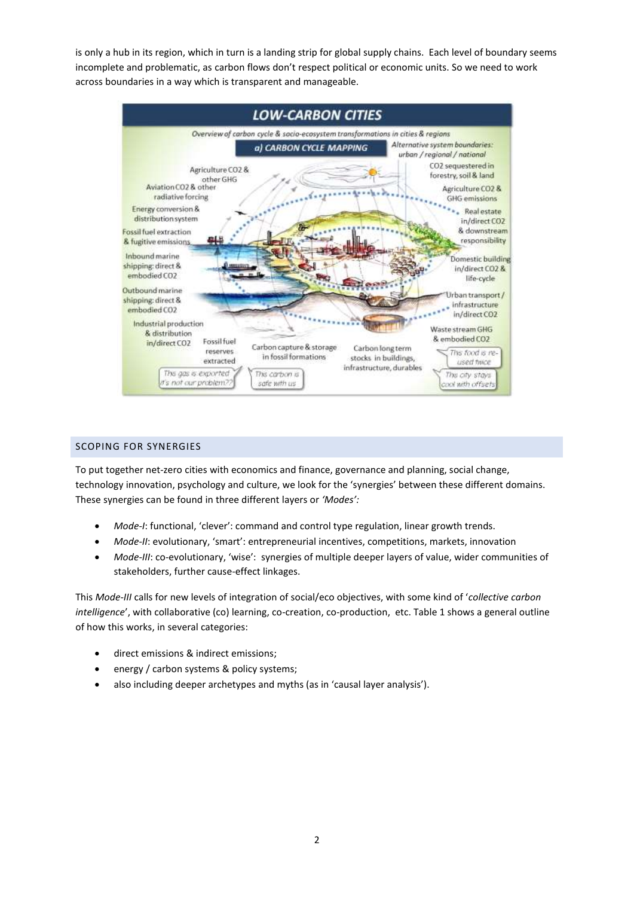is only a hub in its region, which in turn is a landing strip for global supply chains. Each level of boundary seems incomplete and problematic, as carbon flows don't respect political or economic units. So we need to work across boundaries in a way which is transparent and manageable.

## SCOPING FOR SYNERGIES

To put together net-zero cities with economics and finance, governance and planning, social change, technology innovation, psychology and culture, we look for the 'synergies' between these different domains. These synergies can be found in three different layers or *'Modes':*

- *Mode-I*: functional, 'clever': command and control type regulation, linear growth trends.
- *Mode-II*: evolutionary, 'smart': entrepreneurial incentives, competitions, markets, innovation
- *Mode-III*: co-evolutionary, 'wise': synergies of multiple deeper layers of value, wider communities of stakeholders, further cause-effect linkages.

This *Mode-III* calls for new levels of integration of social/eco objectives, with some kind of '*collective carbon intelligence*', with collaborative (co) learning, co-creation, co-production, etc. Table 1 shows a general outline of how this works, in several categories:

- direct emissions & indirect emissions;
- energy / carbon systems & policy systems;
- also including deeper archetypes and myths (as in 'causal layer analysis').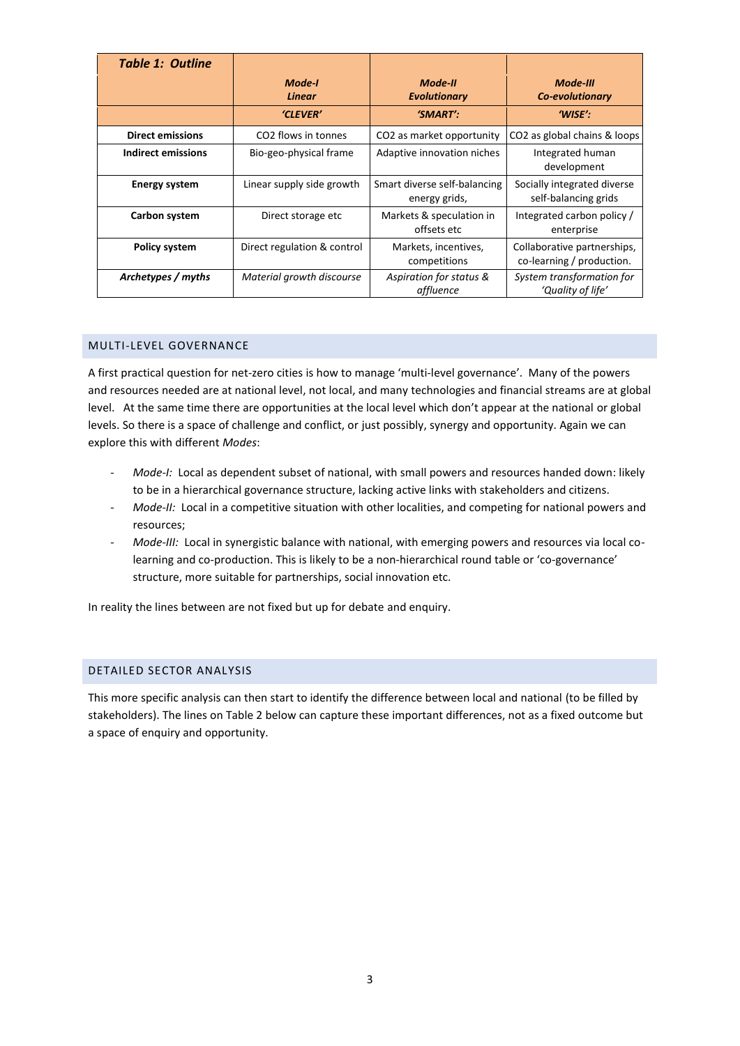| *Table 1: Outline* | *Mode-I Linear* | *Mode-II Evolutionary* | *Mode-III Co-evolutionary* |
|---|---|---|---|
| | *'CLEVER'* | *'SMART':* | *'WISE':* |
| **Direct emissions** | $CO_2$ flows in tonnes | $CO_2$ as market opportunity | $CO_2$ as global chains & loops |
| **Indirect emissions** | Bio-geo-physical frame | Adaptive innovation niches | Integrated human development |
| **Energy system** | Linear supply side growth | Smart diverse self-balancing energy grids, | Socially integrated diverse self-balancing grids |
| **Carbon system** | Direct storage etc | Markets & speculation in offsets etc | Integrated carbon policy / enterprise |
| **Policy system** | Direct regulation & control | Markets, incentives, competitions | Collaborative partnerships, co-learning / production. |
| ***Archetypes / myths*** | *Material growth discourse* | *Aspiration for status & affluence* | *System transformation for 'Quality of life'* |

## MULTI-LEVEL GOVERNANCE

A first practical question for net-zero cities is how to manage 'multi-level governance'. Many of the powers and resources needed are at national level, not local, and many technologies and financial streams are at global level. At the same time there are opportunities at the local level which don't appear at the national or global levels. So there is a space of challenge and conflict, or just possibly, synergy and opportunity. Again we can explore this with different *Modes*:

- *Mode-I:* Local as dependent subset of national, with small powers and resources handed down: likely to be in a hierarchical governance structure, lacking active links with stakeholders and citizens.
- *Mode-II:* Local in a competitive situation with other localities, and competing for national powers and resources;
- *Mode-III:* Local in synergistic balance with national, with emerging powers and resources via local co-learning and co-production. This is likely to be a non-hierarchical round table or 'co-governance' structure, more suitable for partnerships, social innovation etc.

In reality the lines between are not fixed but up for debate and enquiry.

## DETAILED SECTOR ANALYSIS

This more specific analysis can then start to identify the difference between local and national (to be filled by stakeholders). The lines on Table 2 below can capture these important differences, not as a fixed outcome but a space of enquiry and opportunity.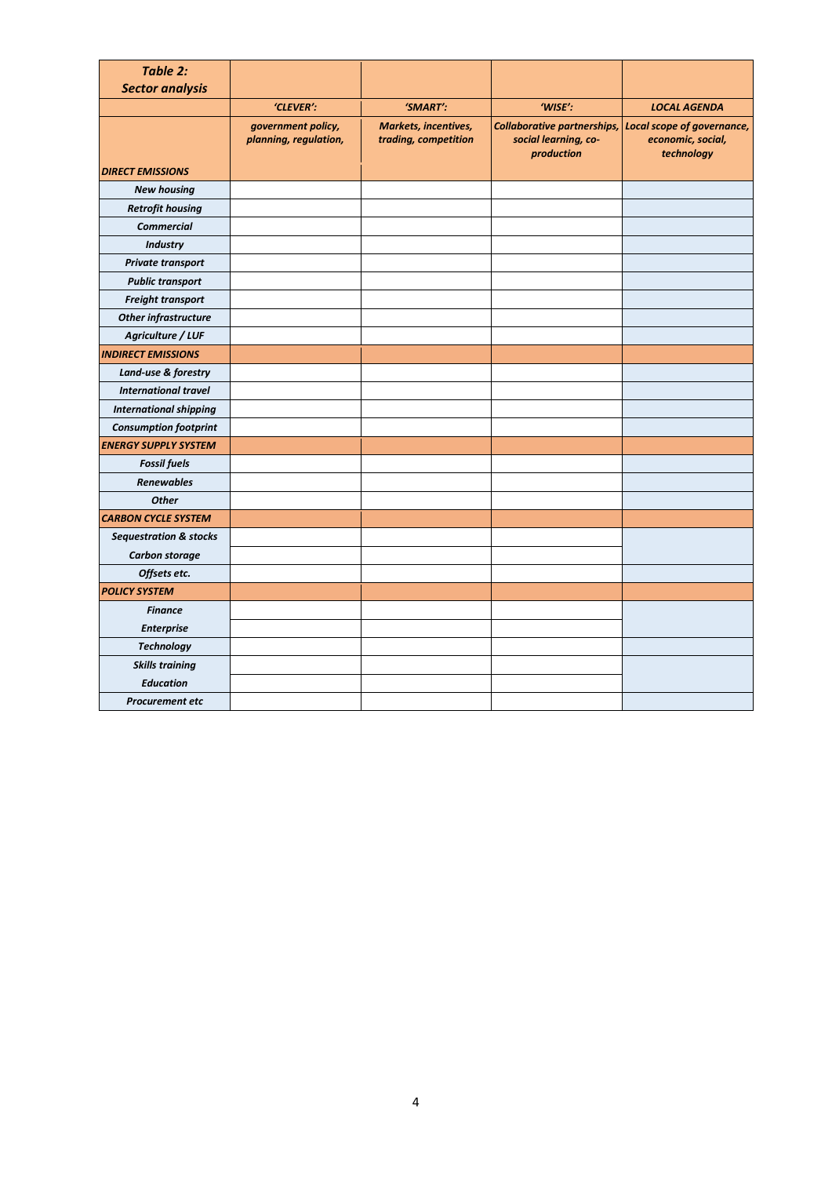| *Table 2: Sector analysis* | | | | |
|---|---|---|---|---|
| | *'CLEVER':* | *'SMART':* | *'WISE':* | *LOCAL AGENDA* |
| ***DIRECT EMISSIONS*** | *government policy, planning, regulation,* | *Markets, incentives, trading, competition* | *Collaborative partnerships, social learning, co-production* | *Local scope of governance, economic, social, technology* |
| *New housing* | | | | |
| *Retrofit housing* | | | | |
| *Commercial* | | | | |
| *Industry* | | | | |
| *Private transport* | | | | |
| *Public transport* | | | | |
| *Freight transport* | | | | |
| *Other infrastructure* | | | | |
| *Agriculture / LUF* | | | | |
| ***INDIRECT EMISSIONS*** | | | | |
| *Land-use & forestry* | | | | |
| *International travel* | | | | |
| *International shipping* | | | | |
| *Consumption footprint* | | | | |
| ***ENERGY SUPPLY SYSTEM*** | | | | |
| *Fossil fuels* | | | | |
| *Renewables* | | | | |
| *Other* | | | | |
| ***CARBON CYCLE SYSTEM*** | | | | |
| *Sequestration & stocks* | | | | |
| *Carbon storage* | | | | |
| *Offsets etc.* | | | | |
| ***POLICY SYSTEM*** | | | | |
| *Finance* | | | | |
| *Enterprise* | | | | |
| *Technology* | | | | |
| *Skills training* | | | | |
| *Education* | | | | |
| *Procurement etc* | | | | |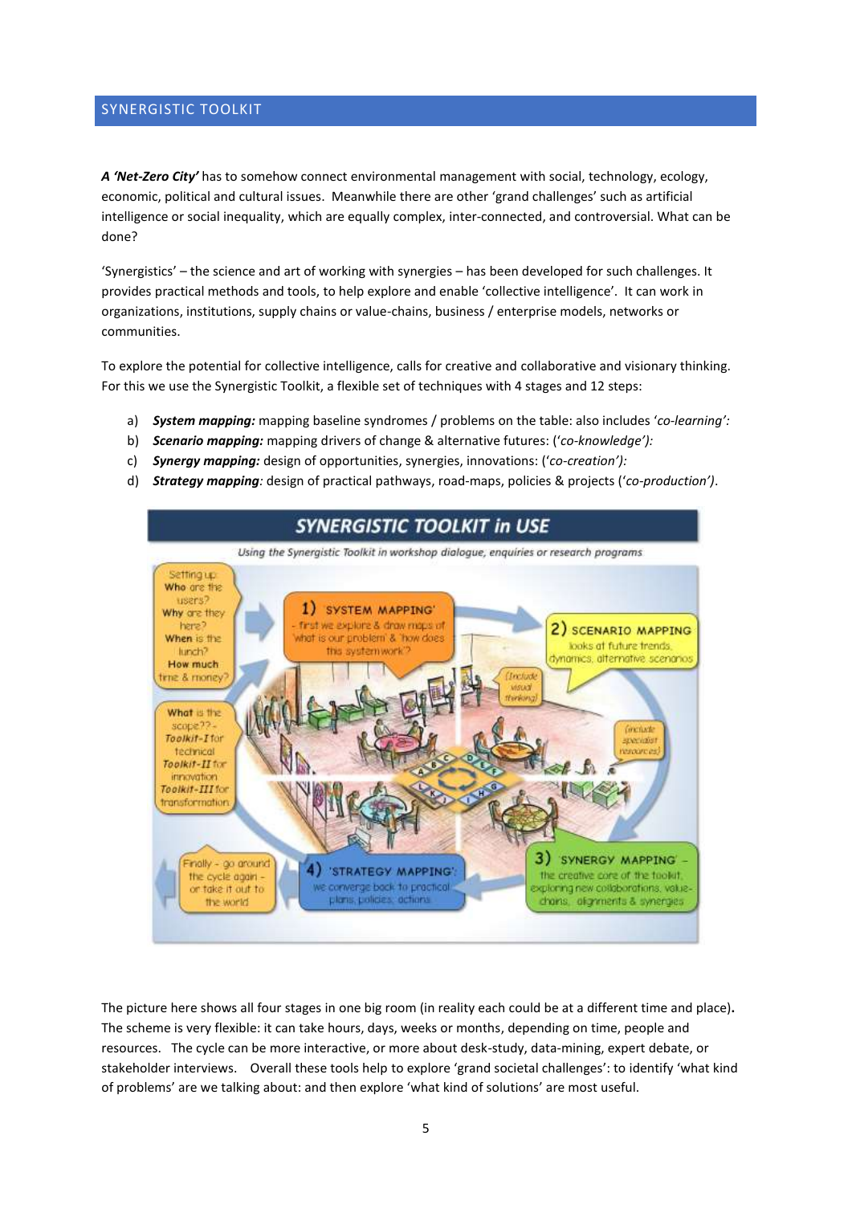## SYNERGISTIC TOOLKIT

***A 'Net-Zero City'*** has to somehow connect environmental management with social, technology, ecology, economic, political and cultural issues. Meanwhile there are other 'grand challenges' such as artificial intelligence or social inequality, which are equally complex, inter-connected, and controversial. What can be done?

'Synergistics' – the science and art of working with synergies – has been developed for such challenges. It provides practical methods and tools, to help explore and enable 'collective intelligence'. It can work in organizations, institutions, supply chains or value-chains, business / enterprise models, networks or communities.

To explore the potential for collective intelligence, calls for creative and collaborative and visionary thinking. For this we use the Synergistic Toolkit, a flexible set of techniques with 4 stages and 12 steps:

a) ***System mapping:*** mapping baseline syndromes / problems on the table: also includes '*co-learning':*
b) ***Scenario mapping:*** mapping drivers of change & alternative futures: ('*co-knowledge'):*
c) ***Synergy mapping:*** design of opportunities, synergies, innovations: ('*co-creation'):*
d) ***Strategy mapping****:* design of practical pathways, road-maps, policies & projects ('*co-production'*).

The picture here shows all four stages in one big room (in reality each could be at a different time and place)**.** The scheme is very flexible: it can take hours, days, weeks or months, depending on time, people and resources. The cycle can be more interactive, or more about desk-study, data-mining, expert debate, or stakeholder interviews. Overall these tools help to explore 'grand societal challenges': to identify 'what kind of problems' are we talking about: and then explore 'what kind of solutions' are most useful.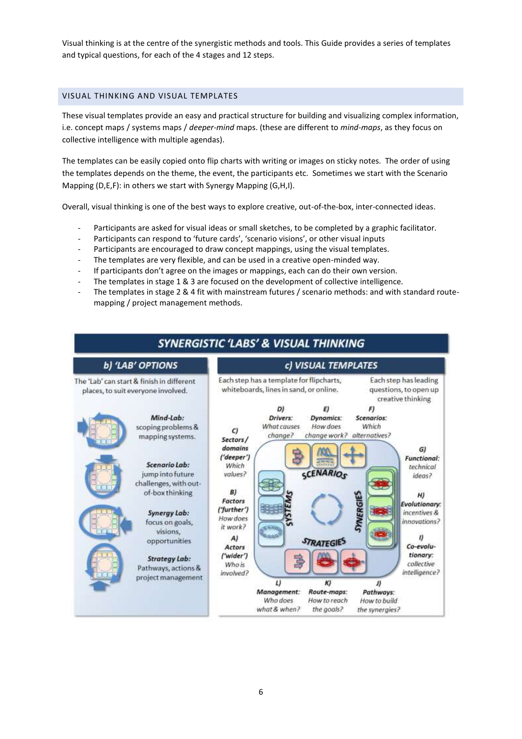Visual thinking is at the centre of the synergistic methods and tools. This Guide provides a series of templates and typical questions, for each of the 4 stages and 12 steps.

## VISUAL THINKING AND VISUAL TEMPLATES

These visual templates provide an easy and practical structure for building and visualizing complex information, i.e. concept maps / systems maps / *deeper-mind* maps. (these are different to *mind-maps*, as they focus on collective intelligence with multiple agendas).

The templates can be easily copied onto flip charts with writing or images on sticky notes. The order of using the templates depends on the theme, the event, the participants etc. Sometimes we start with the Scenario Mapping (D,E,F): in others we start with Synergy Mapping (G,H,I).

Overall, visual thinking is one of the best ways to explore creative, out-of-the-box, inter-connected ideas.

- Participants are asked for visual ideas or small sketches, to be completed by a graphic facilitator.
- Participants can respond to 'future cards', 'scenario visions', or other visual inputs
- Participants are encouraged to draw concept mappings, using the visual templates.
- The templates are very flexible, and can be used in a creative open-minded way.
- If participants don't agree on the images or mappings, each can do their own version.
- The templates in stage 1 & 3 are focused on the development of collective intelligence.
- The templates in stage 2 & 4 fit with mainstream futures / scenario methods: and with standard route-mapping / project management methods.

**SYNERGISTIC 'LABS' & VISUAL THINKING**

**b) 'LAB' OPTIONS**

The 'Lab' can start & finish in different places, to suit everyone involved.

- ***Mind-Lab:*** scoping problems & mapping systems.
- ***Scenario Lab:*** jump into future challenges, with out-of-box thinking
- ***Synergy Lab:*** focus on goals, visions, opportunities
- ***Strategy Lab:*** Pathways, actions & project management

**c) VISUAL TEMPLATES**

Each step has a template for flipcharts, whiteboards, lines in sand, or online.

Each step has leading questions, to open up creative thinking

- ***A) Actors ('wider')*** *Who is involved?*
- ***B) Factors ('further')*** *How does it work?*
- ***C) Sectors / domains ('deeper')*** *Which values?*
- ***D) Drivers:*** *What causes change?*
- ***E) Dynamics:*** *How does change work?*
- ***F) Scenarios:*** *Which alternatives?*
- ***G) Functional:*** *technical ideas?*
- ***H) Evolutionary:*** *incentives & innovations?*
- ***I) Co-evolutionary:*** *collective intelligence?*
- ***J) Pathways:*** *How to build the synergies?*
- ***K) Route-maps:*** *How to reach the goals?*
- ***L) Management:*** *Who does what & when?*

SYSTEMS — SCENARIOS — SYNERGIES — STRATEGIES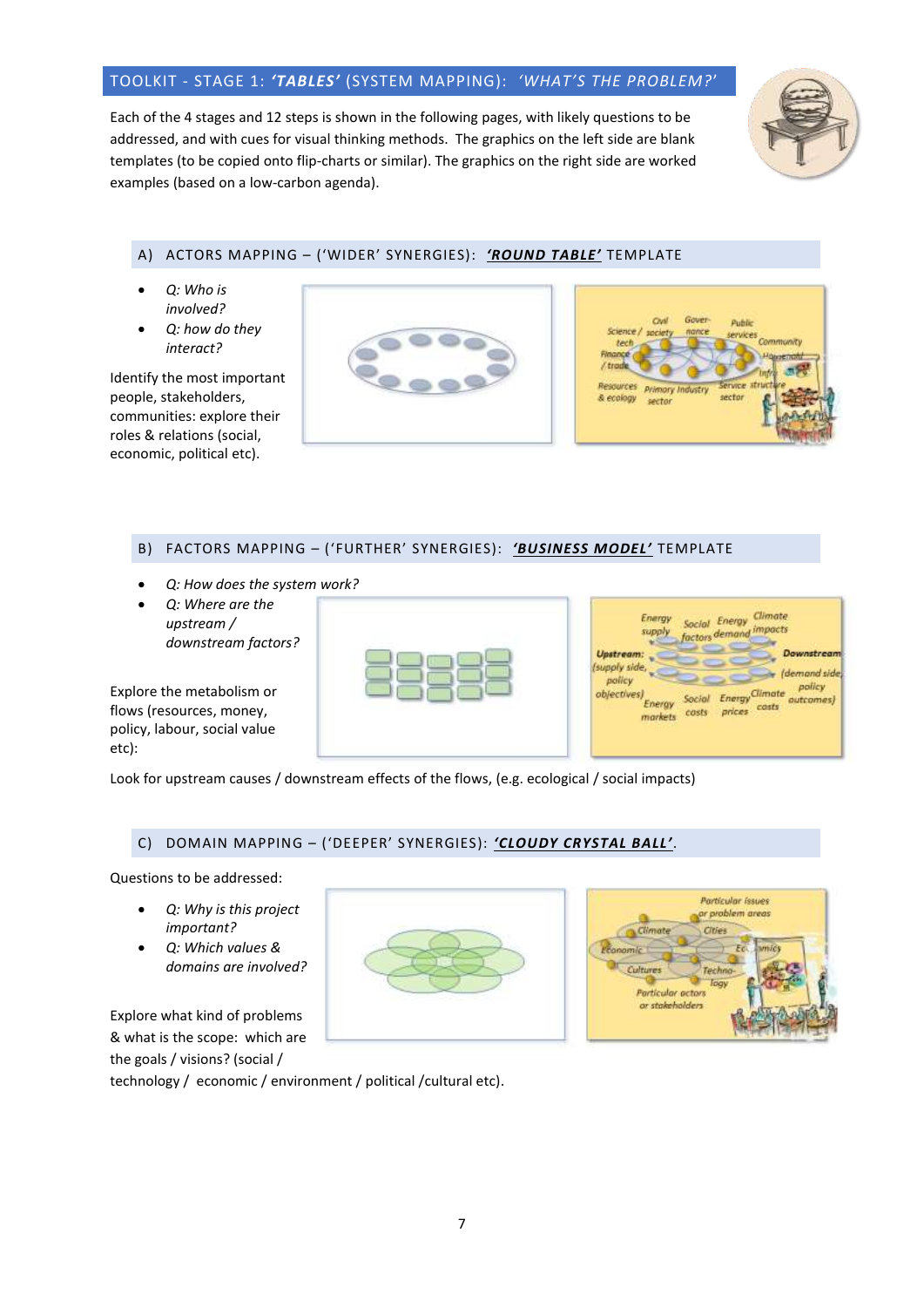## TOOLKIT - STAGE 1: *'TABLES'* (SYSTEM MAPPING): *'WHAT'S THE PROBLEM?'*

Each of the 4 stages and 12 steps is shown in the following pages, with likely questions to be addressed, and with cues for visual thinking methods. The graphics on the left side are blank templates (to be copied onto flip-charts or similar). The graphics on the right side are worked examples (based on a low-carbon agenda).

### A) ACTORS MAPPING – ('WIDER' SYNERGIES): ***'ROUND TABLE'*** TEMPLATE

- *Q: Who is involved?*
- *Q: how do they interact?*

Identify the most important people, stakeholders, communities: explore their roles & relations (social, economic, political etc).

### B) FACTORS MAPPING – ('FURTHER' SYNERGIES): ***'BUSINESS MODEL'*** TEMPLATE

- *Q: How does the system work?*
- *Q: Where are the upstream / downstream factors?*

Explore the metabolism or flows (resources, money, policy, labour, social value etc):

Look for upstream causes / downstream effects of the flows, (e.g. ecological / social impacts)

### C) DOMAIN MAPPING – ('DEEPER' SYNERGIES): ***'CLOUDY CRYSTAL BALL'***.

Questions to be addressed:

- *Q: Why is this project important?*
- *Q: Which values & domains are involved?*

Explore what kind of problems & what is the scope: which are the goals / visions? (social / technology / economic / environment / political /cultural etc).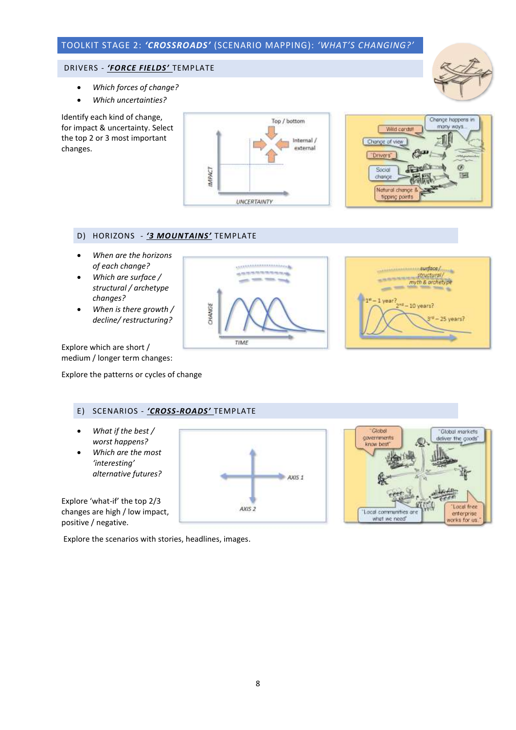## TOOLKIT STAGE 2: ***'CROSSROADS'*** (SCENARIO MAPPING): *'WHAT'S CHANGING?'*

### DRIVERS - ***'FORCE FIELDS'*** TEMPLATE

- *Which forces of change?*
- *Which uncertainties?*

Identify each kind of change, for impact & uncertainty. Select the top 2 or 3 most important changes.

### D) HORIZONS - ***'3 MOUNTAINS'*** TEMPLATE

- *When are the horizons of each change?*
- *Which are surface / structural / archetype changes?*
- *When is there growth / decline/ restructuring?*

Explore which are short / medium / longer term changes:

Explore the patterns or cycles of change

### E) SCENARIOS - ***'CROSS-ROADS'*** TEMPLATE

- *What if the best / worst happens?*
- *Which are the most 'interesting' alternative futures?*

Explore 'what-if' the top 2/3 changes are high / low impact, positive / negative.

Explore the scenarios with stories, headlines, images.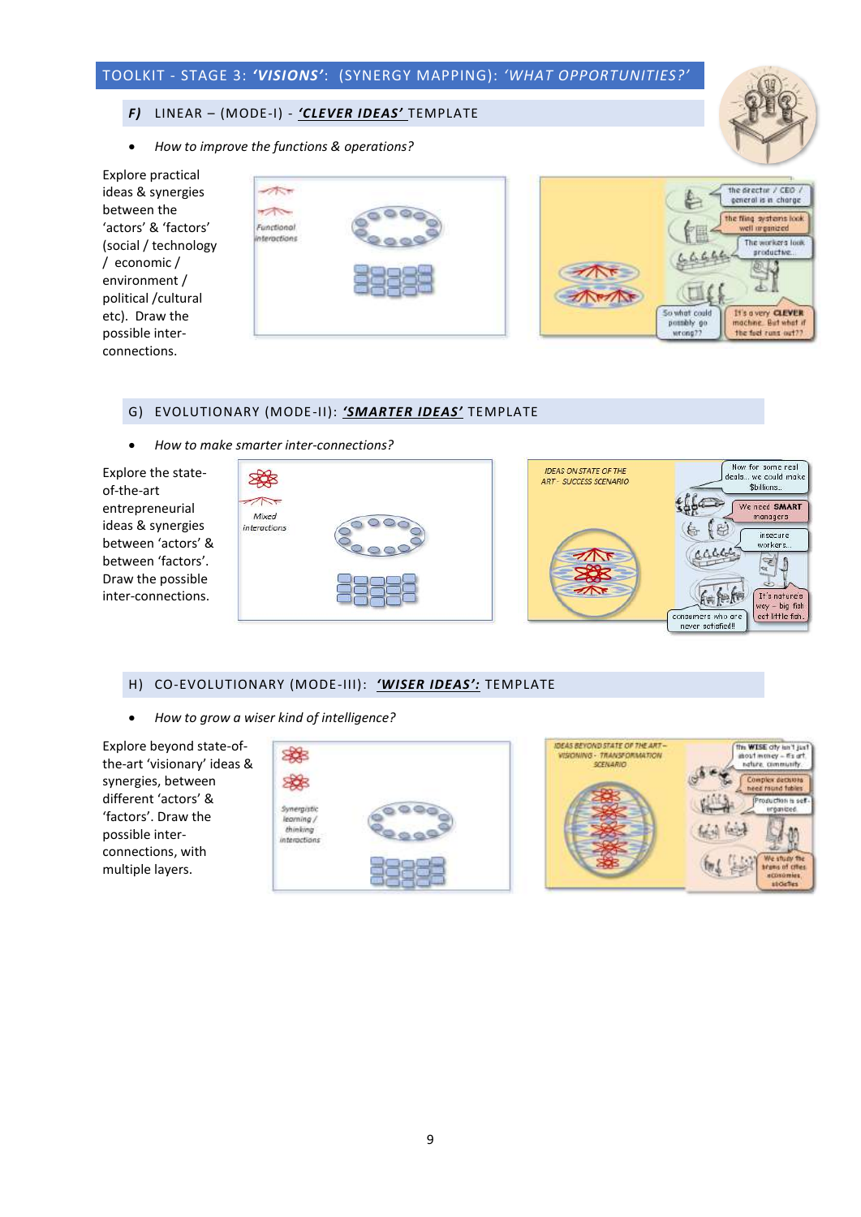## TOOLKIT - STAGE 3: *'VISIONS'*: (SYNERGY MAPPING): *'WHAT OPPORTUNITIES?'*

### *F)* LINEAR – (MODE-I) - ***'CLEVER IDEAS'*** TEMPLATE

- *How to improve the functions & operations?*

Explore practical ideas & synergies between the 'actors' & 'factors' (social / technology / economic / environment / political /cultural etc). Draw the possible inter-connections.

### G) EVOLUTIONARY (MODE-II): ***'SMARTER IDEAS'*** TEMPLATE

- *How to make smarter inter-connections?*

Explore the state-of-the-art entrepreneurial ideas & synergies between 'actors' & between 'factors'. Draw the possible inter-connections.

### H) CO-EVOLUTIONARY (MODE-III): ***'WISER IDEAS':*** TEMPLATE

- *How to grow a wiser kind of intelligence?*

Explore beyond state-of-the-art 'visionary' ideas & synergies, between different 'actors' & 'factors'. Draw the possible inter-connections, with multiple layers.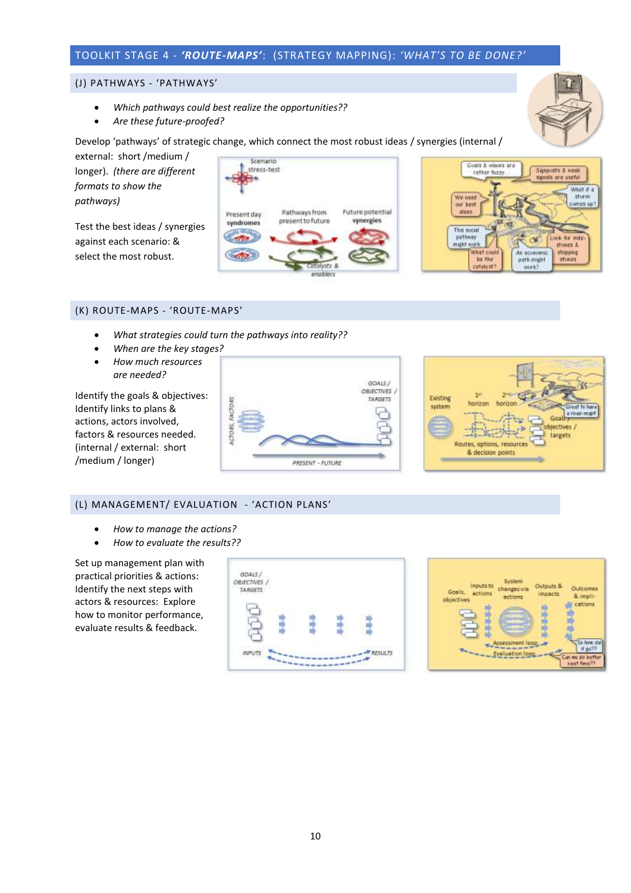## TOOLKIT STAGE 4 - *'ROUTE-MAPS'*: (STRATEGY MAPPING): *'WHAT'S TO BE DONE?'*

### (J) PATHWAYS - 'PATHWAYS'

- *Which pathways could best realize the opportunities??*
- *Are these future-proofed?*

Develop 'pathways' of strategic change, which connect the most robust ideas / synergies (internal / external: short /medium / longer). *(there are different formats to show the pathways)*

Test the best ideas / synergies against each scenario: & select the most robust.

### (K) ROUTE-MAPS - 'ROUTE-MAPS'

- *What strategies could turn the pathways into reality??*
- *When are the key stages?*
- *How much resources are needed?*

Identify the goals & objectives: Identify links to plans & actions, actors involved, factors & resources needed. (internal / external: short /medium / longer)

### (L) MANAGEMENT/ EVALUATION - 'ACTION PLANS'

- *How to manage the actions?*
- *How to evaluate the results??*

Set up management plan with practical priorities & actions: Identify the next steps with actors & resources: Explore how to monitor performance, evaluate results & feedback.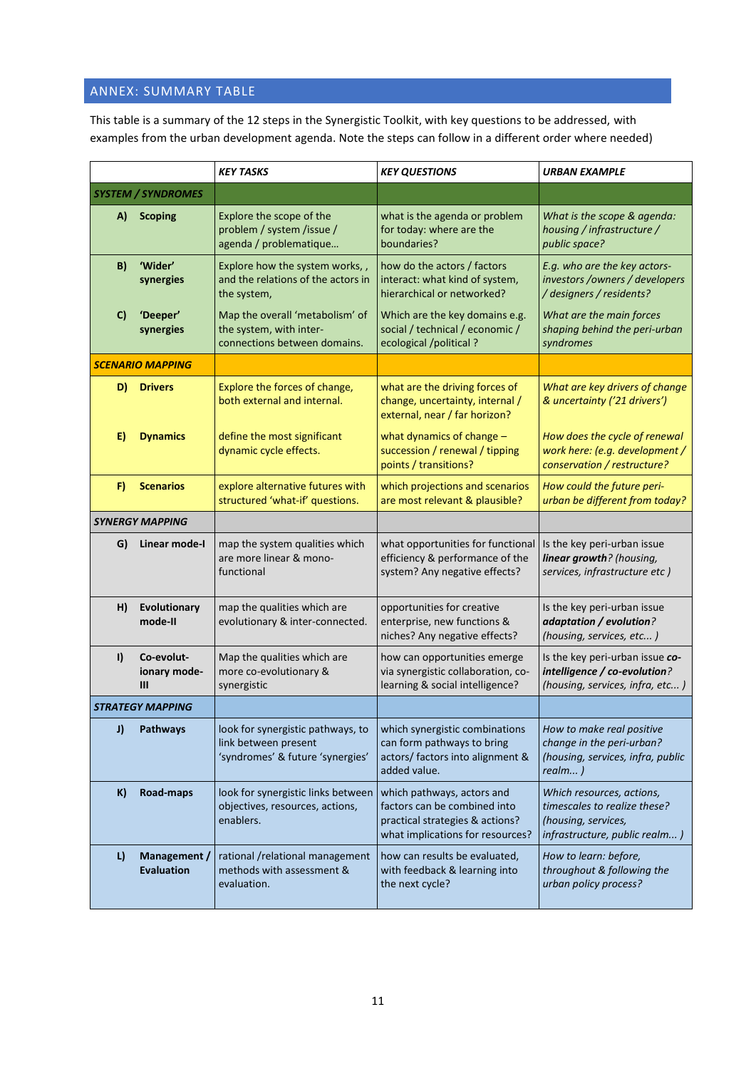## ANNEX: SUMMARY TABLE

This table is a summary of the 12 steps in the Synergistic Toolkit, with key questions to be addressed, with examples from the urban development agenda. Note the steps can follow in a different order where needed)

| | *KEY TASKS* | *KEY QUESTIONS* | *URBAN EXAMPLE* |
|---|---|---|---|
| ***SYSTEM / SYNDROMES*** | | | |
| **A) Scoping** | Explore the scope of the problem / system /issue / agenda / problematique… | what is the agenda or problem for today: where are the boundaries? | *What is the scope & agenda: housing / infrastructure / public space?* |
| **B) 'Wider' synergies** | Explore how the system works, , and the relations of the actors in the system, | how do the actors / factors interact: what kind of system, hierarchical or networked? | *E.g. who are the key actors-investors /owners / developers / designers / residents?* |
| **C) 'Deeper' synergies** | Map the overall 'metabolism' of the system, with inter-connections between domains. | Which are the key domains e.g. social / technical / economic / ecological /political ? | *What are the main forces shaping behind the peri-urban syndromes* |
| ***SCENARIO MAPPING*** | | | |
| **D) Drivers** | Explore the forces of change, both external and internal. | what are the driving forces of change, uncertainty, internal / external, near / far horizon? | *What are key drivers of change & uncertainty ('21 drivers')* |
| **E) Dynamics** | define the most significant dynamic cycle effects. | what dynamics of change – succession / renewal / tipping points / transitions? | *How does the cycle of renewal work here: (e.g. development / conservation / restructure?* |
| **F) Scenarios** | explore alternative futures with structured 'what-if' questions. | which projections and scenarios are most relevant & plausible? | *How could the future peri-urban be different from today?* |
| ***SYNERGY MAPPING*** | | | |
| **G) Linear mode-I** | map the system qualities which are more linear & mono-functional | what opportunities for functional efficiency & performance of the system? Any negative effects? | *Is the key peri-urban issue **linear growth**? (housing, services, infrastructure etc )* |
| **H) Evolutionary mode-II** | map the qualities which are evolutionary & inter-connected. | opportunities for creative enterprise, new functions & niches? Any negative effects? | *Is the key peri-urban issue **adaptation / evolution**? (housing, services, etc... )* |
| **I) Co-evolut-ionary mode-III** | Map the qualities which are more co-evolutionary & synergistic | how can opportunities emerge via synergistic collaboration, co-learning & social intelligence? | *Is the key peri-urban issue **co-intelligence / co-evolution**? (housing, services, infra, etc... )* |
| ***STRATEGY MAPPING*** | | | |
| **J) Pathways** | look for synergistic pathways, to link between present 'syndromes' & future 'synergies' | which synergistic combinations can form pathways to bring actors/ factors into alignment & added value. | *How to make real positive change in the peri-urban? (housing, services, infra, public realm... )* |
| **K) Road-maps** | look for synergistic links between objectives, resources, actions, enablers. | which pathways, actors and factors can be combined into practical strategies & actions? what implications for resources? | *Which resources, actions, timescales to realize these? (housing, services, infrastructure, public realm... )* |
| **L) Management / Evaluation** | rational /relational management methods with assessment & evaluation. | how can results be evaluated, with feedback & learning into the next cycle? | *How to learn: before, throughout & following the urban policy process?* |